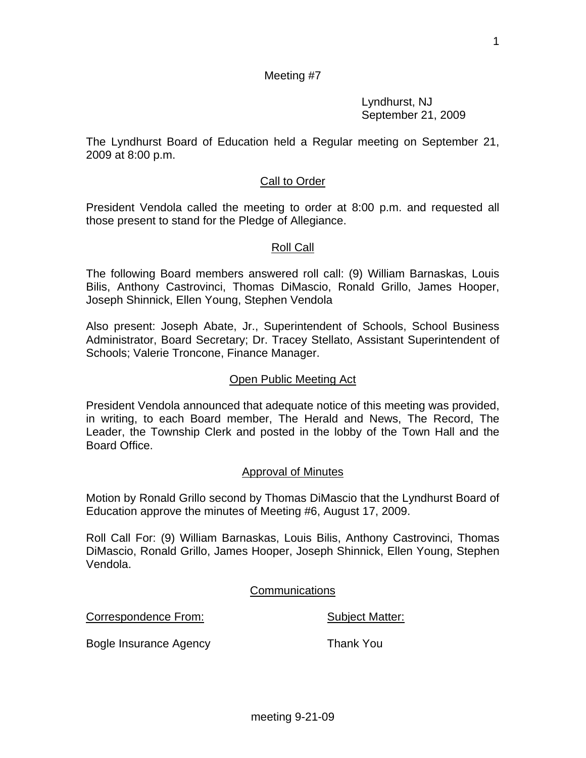Meeting #7

Lyndhurst, NJ
September 21, 2009

The Lyndhurst Board of Education held a Regular meeting on September 21, 2009 at 8:00 p.m.

## Call to Order

President Vendola called the meeting to order at 8:00 p.m. and requested all those present to stand for the Pledge of Allegiance.

## Roll Call

The following Board members answered roll call: (9) William Barnaskas, Louis Bilis, Anthony Castrovinci, Thomas DiMascio, Ronald Grillo, James Hooper, Joseph Shinnick, Ellen Young, Stephen Vendola

Also present: Joseph Abate, Jr., Superintendent of Schools, School Business Administrator, Board Secretary; Dr. Tracey Stellato, Assistant Superintendent of Schools; Valerie Troncone, Finance Manager.

## Open Public Meeting Act

President Vendola announced that adequate notice of this meeting was provided, in writing, to each Board member, The Herald and News, The Record, The Leader, the Township Clerk and posted in the lobby of the Town Hall and the Board Office.

## Approval of Minutes

Motion by Ronald Grillo second by Thomas DiMascio that the Lyndhurst Board of Education approve the minutes of Meeting #6, August 17, 2009.

Roll Call For: (9) William Barnaskas, Louis Bilis, Anthony Castrovinci, Thomas DiMascio, Ronald Grillo, James Hooper, Joseph Shinnick, Ellen Young, Stephen Vendola.

## Communications

| Correspondence From: | Subject Matter: |
| --- | --- |
| Bogle Insurance Agency | Thank You |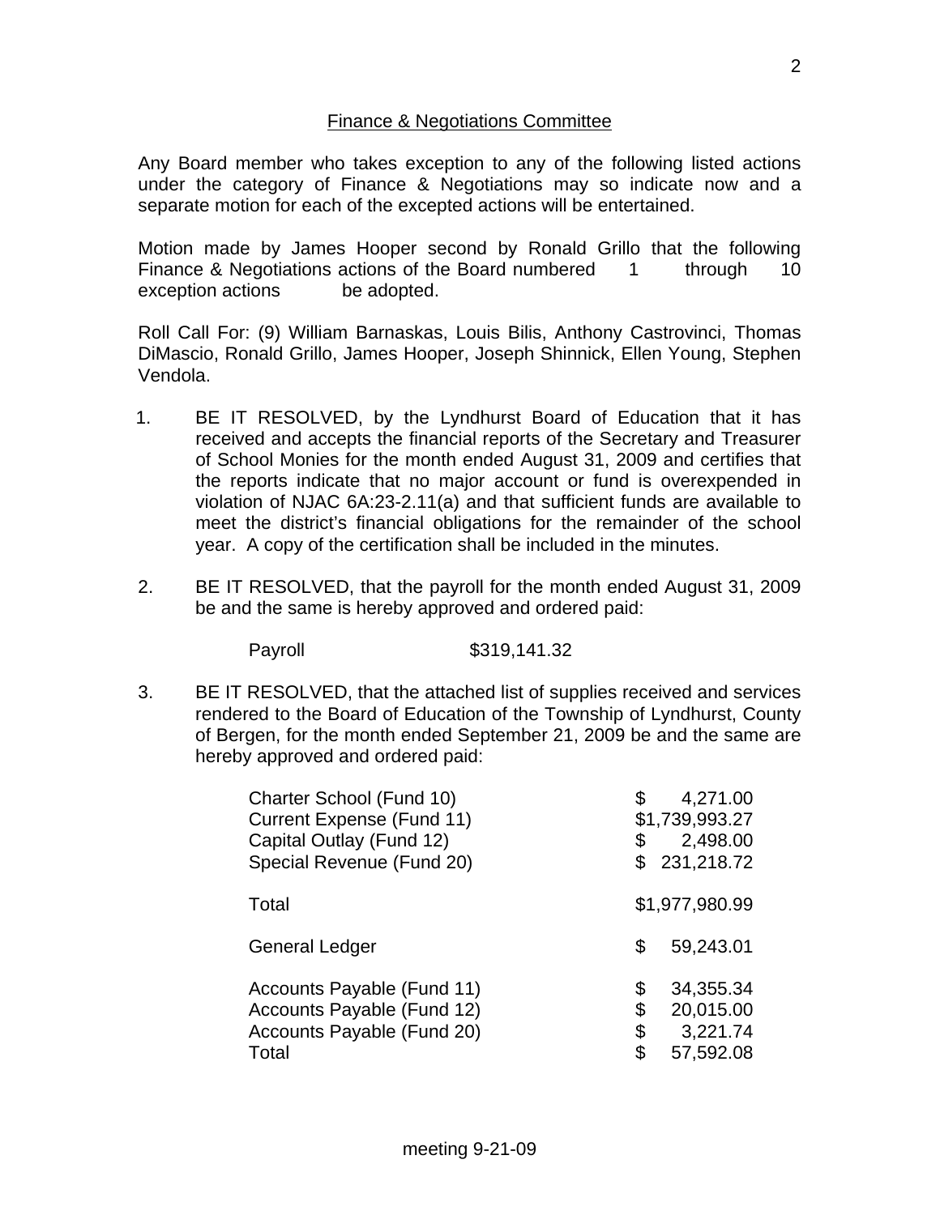## Finance & Negotiations Committee

Any Board member who takes exception to any of the following listed actions under the category of Finance & Negotiations may so indicate now and a separate motion for each of the excepted actions will be entertained.

Motion made by James Hooper second by Ronald Grillo that the following Finance & Negotiations actions of the Board numbered 1 through 10 exception actions be adopted.

Roll Call For: (9) William Barnaskas, Louis Bilis, Anthony Castrovinci, Thomas DiMascio, Ronald Grillo, James Hooper, Joseph Shinnick, Ellen Young, Stephen Vendola.

1. BE IT RESOLVED, by the Lyndhurst Board of Education that it has received and accepts the financial reports of the Secretary and Treasurer of School Monies for the month ended August 31, 2009 and certifies that the reports indicate that no major account or fund is overexpended in violation of NJAC 6A:23-2.11(a) and that sufficient funds are available to meet the district's financial obligations for the remainder of the school year. A copy of the certification shall be included in the minutes.

2. BE IT RESOLVED, that the payroll for the month ended August 31, 2009 be and the same is hereby approved and ordered paid:

| | |
|---|---|
| Payroll | $319,141.32 |

3. BE IT RESOLVED, that the attached list of supplies received and services rendered to the Board of Education of the Township of Lyndhurst, County of Bergen, for the month ended September 21, 2009 be and the same are hereby approved and ordered paid:

| | |
|---|---|
| Charter School (Fund 10) | $ 4,271.00 |
| Current Expense (Fund 11) | $1,739,993.27 |
| Capital Outlay (Fund 12) | $ 2,498.00 |
| Special Revenue (Fund 20) | $ 231,218.72 |
| Total | $1,977,980.99 |
| General Ledger | $ 59,243.01 |
| Accounts Payable (Fund 11) | $ 34,355.34 |
| Accounts Payable (Fund 12) | $ 20,015.00 |
| Accounts Payable (Fund 20) | $ 3,221.74 |
| Total | $ 57,592.08 |

meeting 9-21-09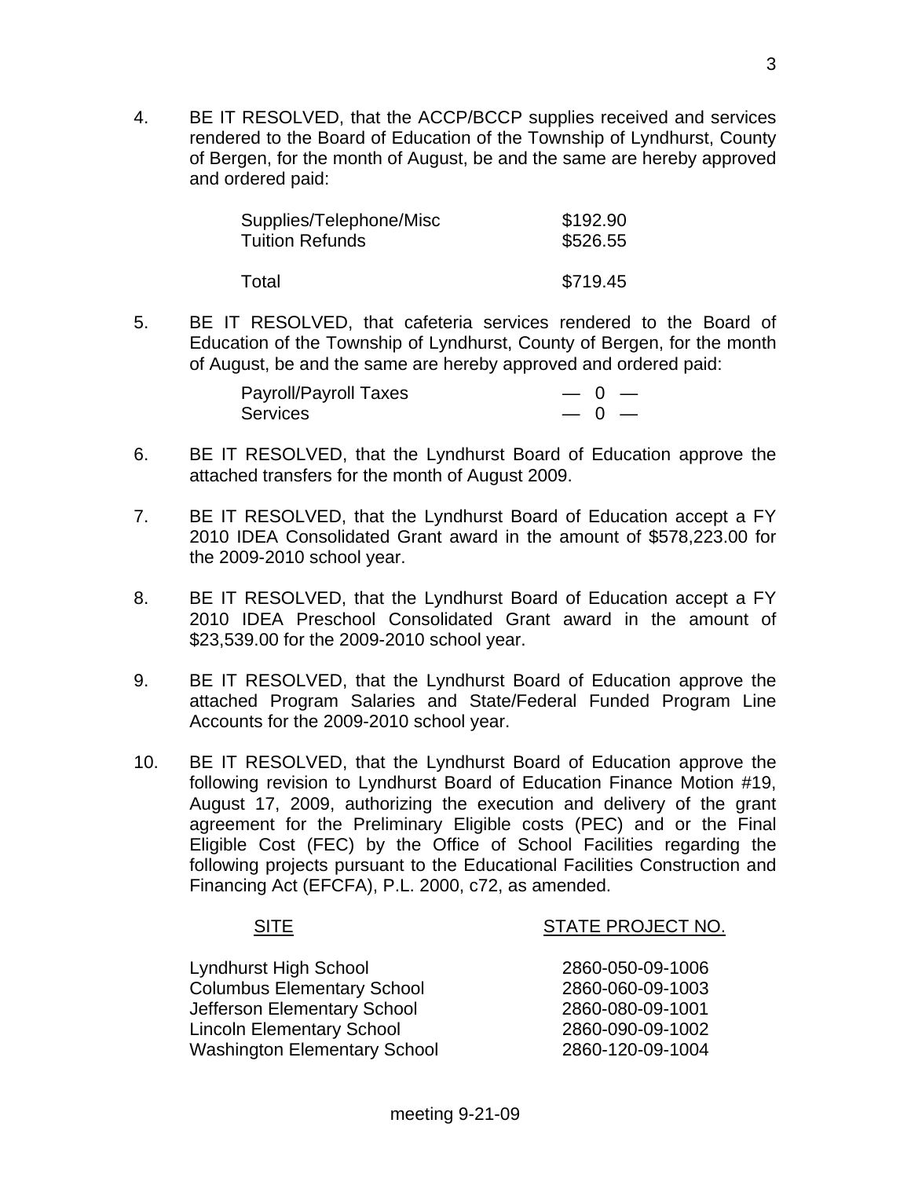4. BE IT RESOLVED, that the ACCP/BCCP supplies received and services rendered to the Board of Education of the Township of Lyndhurst, County of Bergen, for the month of August, be and the same are hereby approved and ordered paid:

| | |
|---|---|
| Supplies/Telephone/Misc | $192.90 |
| Tuition Refunds | $526.55 |
| Total | $719.45 |

5. BE IT RESOLVED, that cafeteria services rendered to the Board of Education of the Township of Lyndhurst, County of Bergen, for the month of August, be and the same are hereby approved and ordered paid:

| | |
|---|---|
| Payroll/Payroll Taxes | — 0 — |
| Services | — 0 — |

6. BE IT RESOLVED, that the Lyndhurst Board of Education approve the attached transfers for the month of August 2009.

7. BE IT RESOLVED, that the Lyndhurst Board of Education accept a FY 2010 IDEA Consolidated Grant award in the amount of $578,223.00 for the 2009-2010 school year.

8. BE IT RESOLVED, that the Lyndhurst Board of Education accept a FY 2010 IDEA Preschool Consolidated Grant award in the amount of $23,539.00 for the 2009-2010 school year.

9. BE IT RESOLVED, that the Lyndhurst Board of Education approve the attached Program Salaries and State/Federal Funded Program Line Accounts for the 2009-2010 school year.

10. BE IT RESOLVED, that the Lyndhurst Board of Education approve the following revision to Lyndhurst Board of Education Finance Motion #19, August 17, 2009, authorizing the execution and delivery of the grant agreement for the Preliminary Eligible costs (PEC) and or the Final Eligible Cost (FEC) by the Office of School Facilities regarding the following projects pursuant to the Educational Facilities Construction and Financing Act (EFCFA), P.L. 2000, c72, as amended.

| SITE | STATE PROJECT NO. |
|---|---|
| Lyndhurst High School | 2860-050-09-1006 |
| Columbus Elementary School | 2860-060-09-1003 |
| Jefferson Elementary School | 2860-080-09-1001 |
| Lincoln Elementary School | 2860-090-09-1002 |
| Washington Elementary School | 2860-120-09-1004 |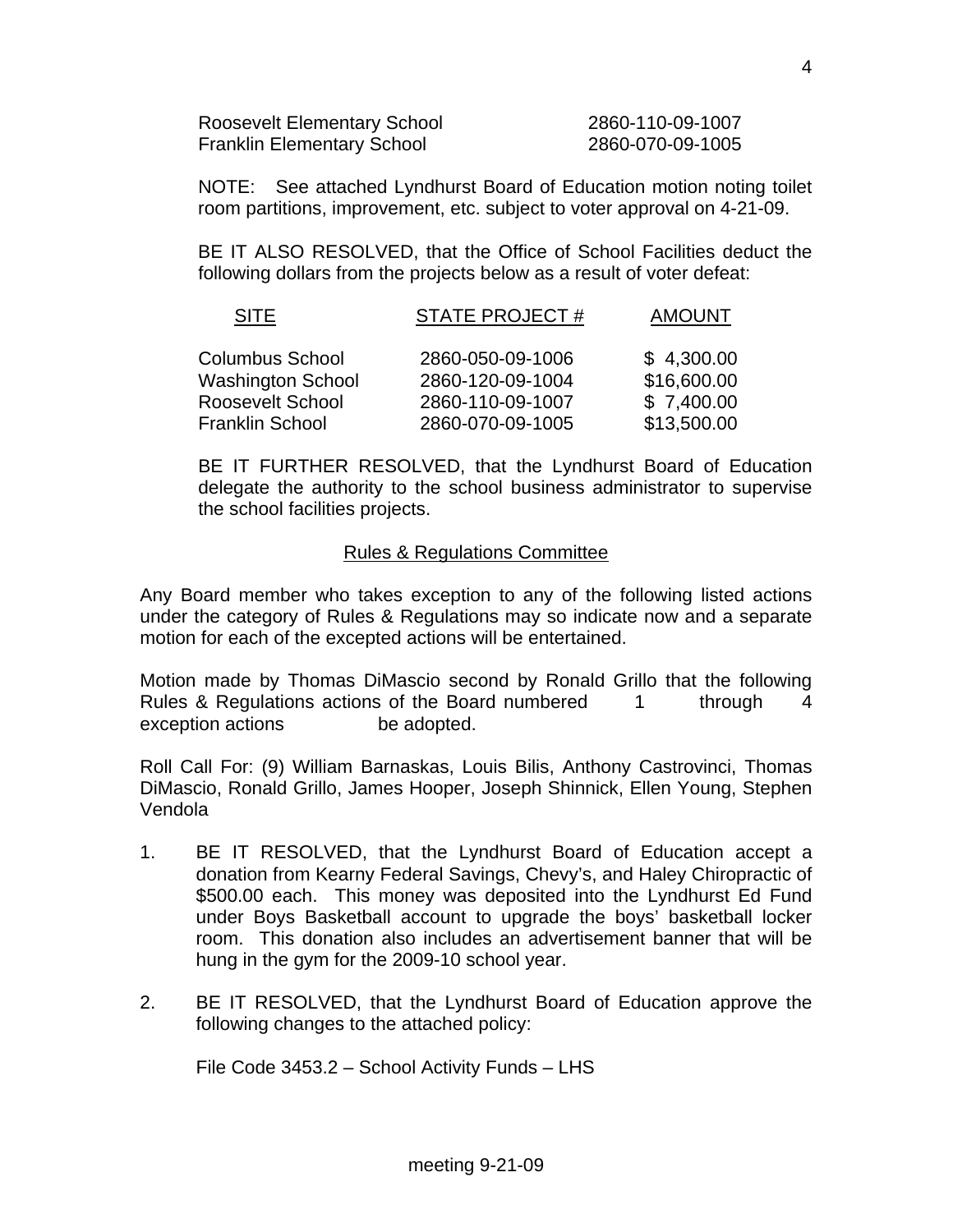| | |
|---|---|
| Roosevelt Elementary School | 2860-110-09-1007 |
| Franklin Elementary School | 2860-070-09-1005 |

NOTE: See attached Lyndhurst Board of Education motion noting toilet room partitions, improvement, etc. subject to voter approval on 4-21-09.

BE IT ALSO RESOLVED, that the Office of School Facilities deduct the following dollars from the projects below as a result of voter defeat:

| SITE | STATE PROJECT # | AMOUNT |
|---|---|---|
| Columbus School | 2860-050-09-1006 | $ 4,300.00 |
| Washington School | 2860-120-09-1004 | $16,600.00 |
| Roosevelt School | 2860-110-09-1007 | $ 7,400.00 |
| Franklin School | 2860-070-09-1005 | $13,500.00 |

BE IT FURTHER RESOLVED, that the Lyndhurst Board of Education delegate the authority to the school business administrator to supervise the school facilities projects.

## Rules & Regulations Committee

Any Board member who takes exception to any of the following listed actions under the category of Rules & Regulations may so indicate now and a separate motion for each of the excepted actions will be entertained.

Motion made by Thomas DiMascio second by Ronald Grillo that the following Rules & Regulations actions of the Board numbered 1 through 4 exception actions be adopted.

Roll Call For: (9) William Barnaskas, Louis Bilis, Anthony Castrovinci, Thomas DiMascio, Ronald Grillo, James Hooper, Joseph Shinnick, Ellen Young, Stephen Vendola

1. BE IT RESOLVED, that the Lyndhurst Board of Education accept a donation from Kearny Federal Savings, Chevy's, and Haley Chiropractic of $500.00 each. This money was deposited into the Lyndhurst Ed Fund under Boys Basketball account to upgrade the boys' basketball locker room. This donation also includes an advertisement banner that will be hung in the gym for the 2009-10 school year.

2. BE IT RESOLVED, that the Lyndhurst Board of Education approve the following changes to the attached policy:

   File Code 3453.2 – School Activity Funds – LHS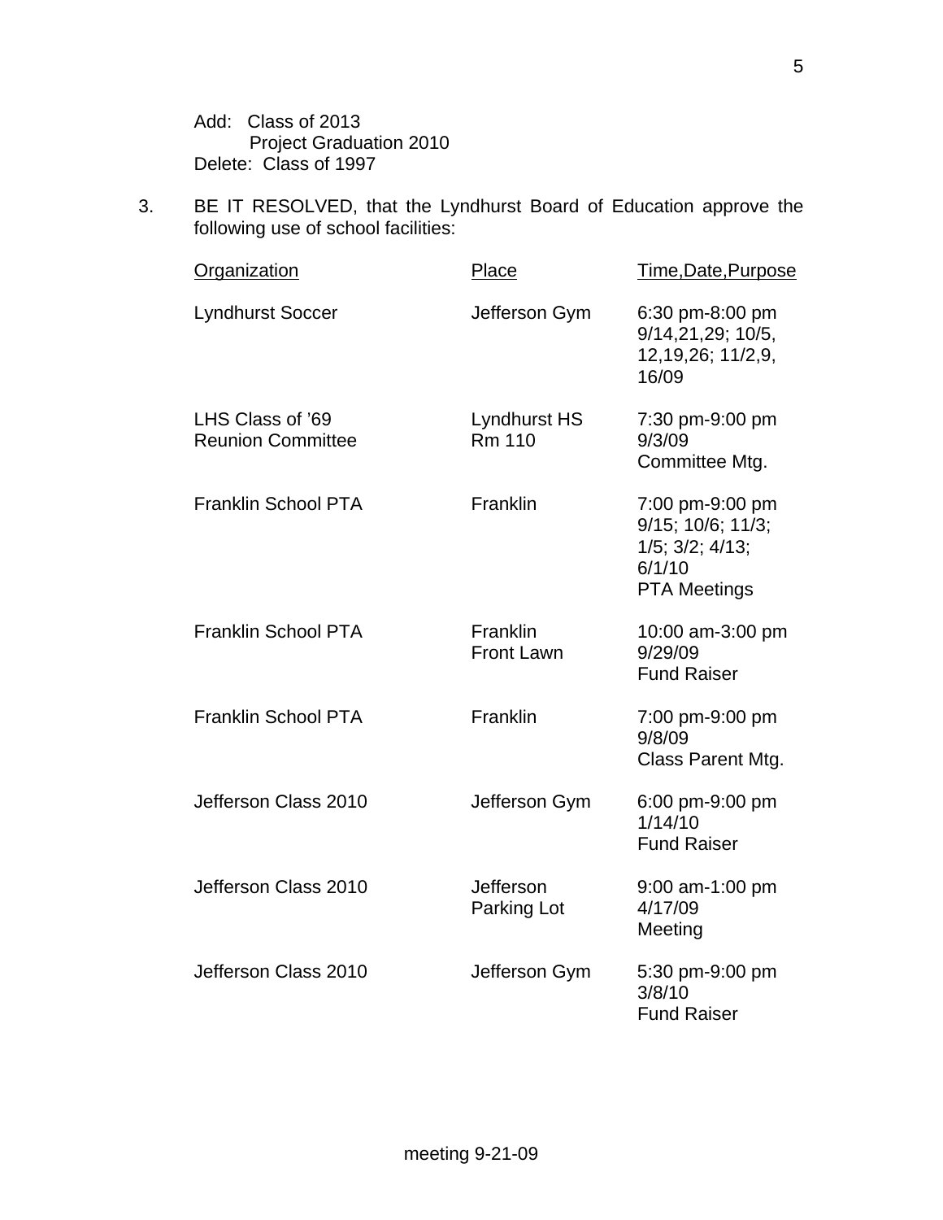Add: Class of 2013
Project Graduation 2010
Delete: Class of 1997

3. BE IT RESOLVED, that the Lyndhurst Board of Education approve the following use of school facilities:

| Organization | Place | Time,Date,Purpose |
|---|---|---|
| Lyndhurst Soccer | Jefferson Gym | 6:30 pm-8:00 pm 9/14,21,29; 10/5, 12,19,26; 11/2,9, 16/09 |
| LHS Class of '69 Reunion Committee | Lyndhurst HS Rm 110 | 7:30 pm-9:00 pm 9/3/09 Committee Mtg. |
| Franklin School PTA | Franklin | 7:00 pm-9:00 pm 9/15; 10/6; 11/3; 1/5; 3/2; 4/13; 6/1/10 PTA Meetings |
| Franklin School PTA | Franklin Front Lawn | 10:00 am-3:00 pm 9/29/09 Fund Raiser |
| Franklin School PTA | Franklin | 7:00 pm-9:00 pm 9/8/09 Class Parent Mtg. |
| Jefferson Class 2010 | Jefferson Gym | 6:00 pm-9:00 pm 1/14/10 Fund Raiser |
| Jefferson Class 2010 | Jefferson Parking Lot | 9:00 am-1:00 pm 4/17/09 Meeting |
| Jefferson Class 2010 | Jefferson Gym | 5:30 pm-9:00 pm 3/8/10 Fund Raiser |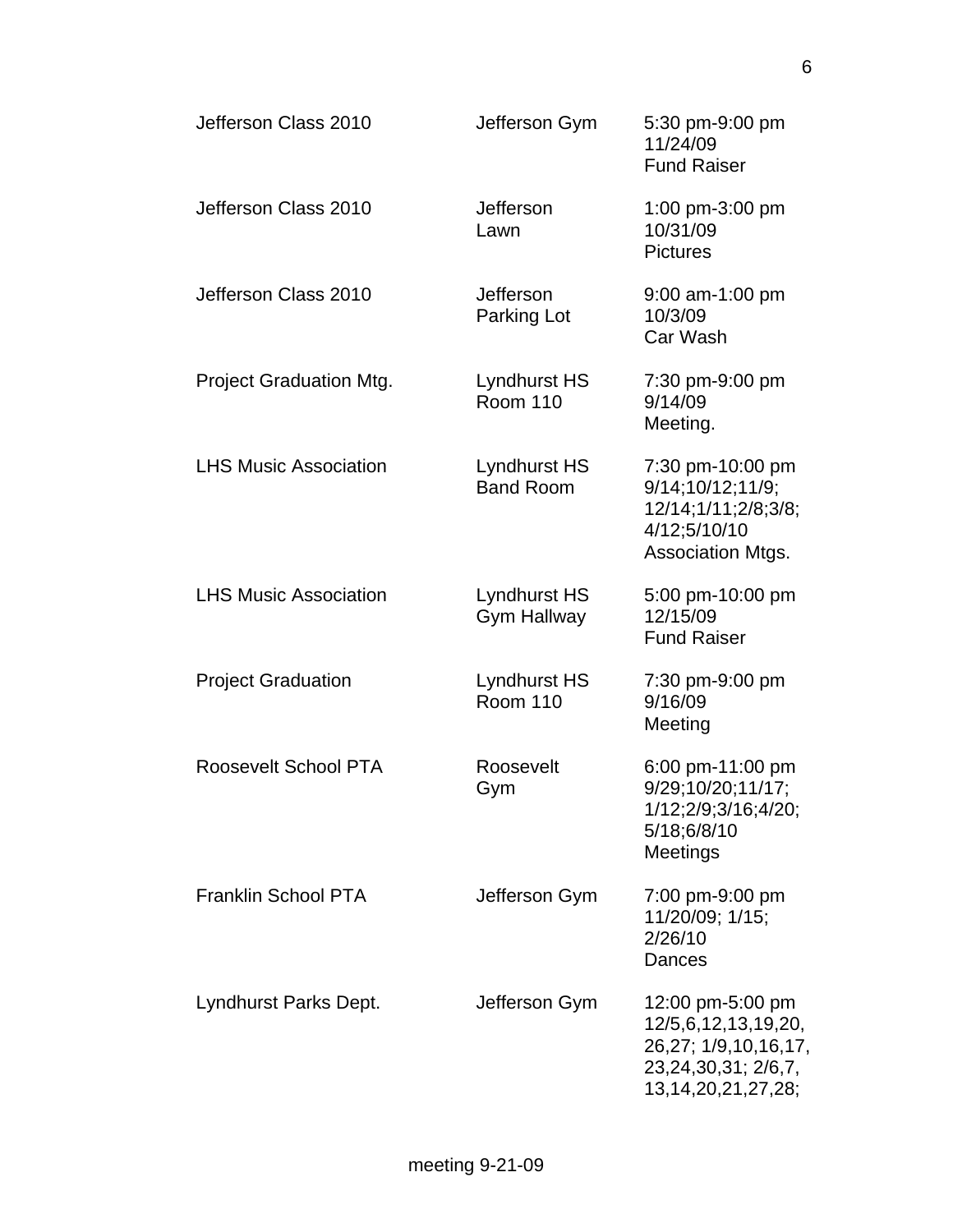| | | |
|---|---|---|
| Jefferson Class 2010 | Jefferson Gym | 5:30 pm-9:00 pm 11/24/09 Fund Raiser |
| Jefferson Class 2010 | Jefferson Lawn | 1:00 pm-3:00 pm 10/31/09 Pictures |
| Jefferson Class 2010 | Jefferson Parking Lot | 9:00 am-1:00 pm 10/3/09 Car Wash |
| Project Graduation Mtg. | Lyndhurst HS Room 110 | 7:30 pm-9:00 pm 9/14/09 Meeting. |
| LHS Music Association | Lyndhurst HS Band Room | 7:30 pm-10:00 pm 9/14;10/12;11/9; 12/14;1/11;2/8;3/8; 4/12;5/10/10 Association Mtgs. |
| LHS Music Association | Lyndhurst HS Gym Hallway | 5:00 pm-10:00 pm 12/15/09 Fund Raiser |
| Project Graduation | Lyndhurst HS Room 110 | 7:30 pm-9:00 pm 9/16/09 Meeting |
| Roosevelt School PTA | Roosevelt Gym | 6:00 pm-11:00 pm 9/29;10/20;11/17; 1/12;2/9;3/16;4/20; 5/18;6/8/10 Meetings |
| Franklin School PTA | Jefferson Gym | 7:00 pm-9:00 pm 11/20/09; 1/15; 2/26/10 Dances |
| Lyndhurst Parks Dept. | Jefferson Gym | 12:00 pm-5:00 pm 12/5,6,12,13,19,20, 26,27; 1/9,10,16,17, 23,24,30,31; 2/6,7, 13,14,20,21,27,28; |

meeting 9-21-09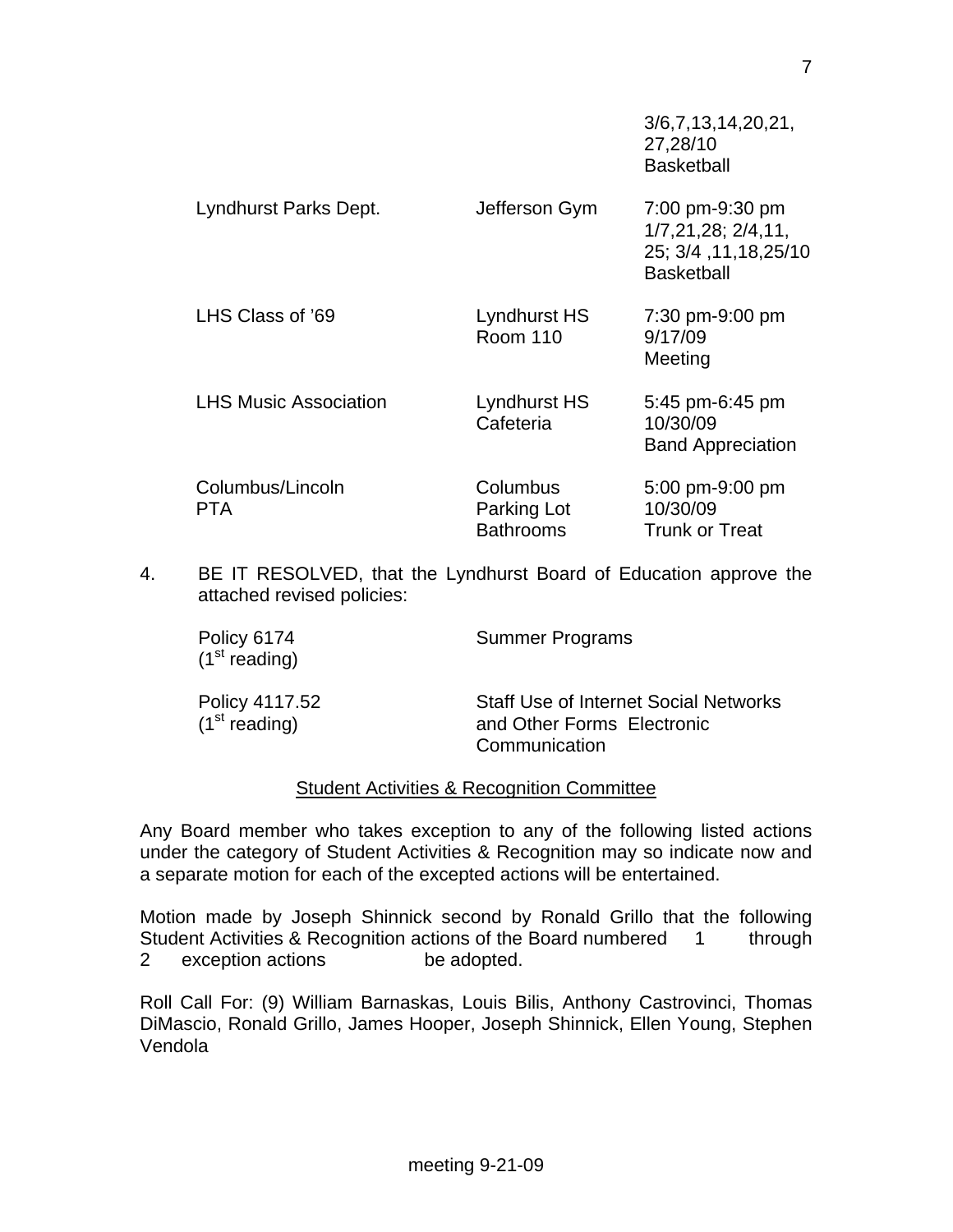| | | |
|---|---|---|
| | | 3/6,7,13,14,20,21, 27,28/10 Basketball |
| Lyndhurst Parks Dept. | Jefferson Gym | 7:00 pm-9:30 pm 1/7,21,28; 2/4,11, 25; 3/4 ,11,18,25/10 Basketball |
| LHS Class of '69 | Lyndhurst HS Room 110 | 7:30 pm-9:00 pm 9/17/09 Meeting |
| LHS Music Association | Lyndhurst HS Cafeteria | 5:45 pm-6:45 pm 10/30/09 Band Appreciation |
| Columbus/Lincoln PTA | Columbus Parking Lot Bathrooms | 5:00 pm-9:00 pm 10/30/09 Trunk or Treat |

4. BE IT RESOLVED, that the Lyndhurst Board of Education approve the attached revised policies:

| | |
|---|---|
| Policy 6174 (1st reading) | Summer Programs |
| Policy 4117.52 (1st reading) | Staff Use of Internet Social Networks and Other Forms Electronic Communication |

## Student Activities & Recognition Committee

Any Board member who takes exception to any of the following listed actions under the category of Student Activities & Recognition may so indicate now and a separate motion for each of the excepted actions will be entertained.

Motion made by Joseph Shinnick second by Ronald Grillo that the following Student Activities & Recognition actions of the Board numbered 1 through 2 exception actions be adopted.

Roll Call For: (9) William Barnaskas, Louis Bilis, Anthony Castrovinci, Thomas DiMascio, Ronald Grillo, James Hooper, Joseph Shinnick, Ellen Young, Stephen Vendola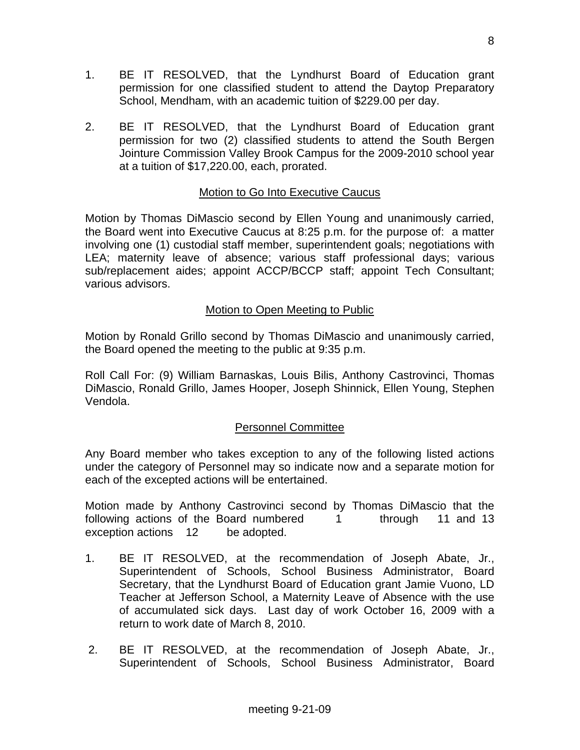1. BE IT RESOLVED, that the Lyndhurst Board of Education grant permission for one classified student to attend the Daytop Preparatory School, Mendham, with an academic tuition of $229.00 per day.

2. BE IT RESOLVED, that the Lyndhurst Board of Education grant permission for two (2) classified students to attend the South Bergen Jointure Commission Valley Brook Campus for the 2009-2010 school year at a tuition of $17,220.00, each, prorated.

## Motion to Go Into Executive Caucus

Motion by Thomas DiMascio second by Ellen Young and unanimously carried, the Board went into Executive Caucus at 8:25 p.m. for the purpose of: a matter involving one (1) custodial staff member, superintendent goals; negotiations with LEA; maternity leave of absence; various staff professional days; various sub/replacement aides; appoint ACCP/BCCP staff; appoint Tech Consultant; various advisors.

## Motion to Open Meeting to Public

Motion by Ronald Grillo second by Thomas DiMascio and unanimously carried, the Board opened the meeting to the public at 9:35 p.m.

Roll Call For: (9) William Barnaskas, Louis Bilis, Anthony Castrovinci, Thomas DiMascio, Ronald Grillo, James Hooper, Joseph Shinnick, Ellen Young, Stephen Vendola.

## Personnel Committee

Any Board member who takes exception to any of the following listed actions under the category of Personnel may so indicate now and a separate motion for each of the excepted actions will be entertained.

Motion made by Anthony Castrovinci second by Thomas DiMascio that the following actions of the Board numbered 1 through 11 and 13 exception actions 12 be adopted.

1. BE IT RESOLVED, at the recommendation of Joseph Abate, Jr., Superintendent of Schools, School Business Administrator, Board Secretary, that the Lyndhurst Board of Education grant Jamie Vuono, LD Teacher at Jefferson School, a Maternity Leave of Absence with the use of accumulated sick days. Last day of work October 16, 2009 with a return to work date of March 8, 2010.

2. BE IT RESOLVED, at the recommendation of Joseph Abate, Jr., Superintendent of Schools, School Business Administrator, Board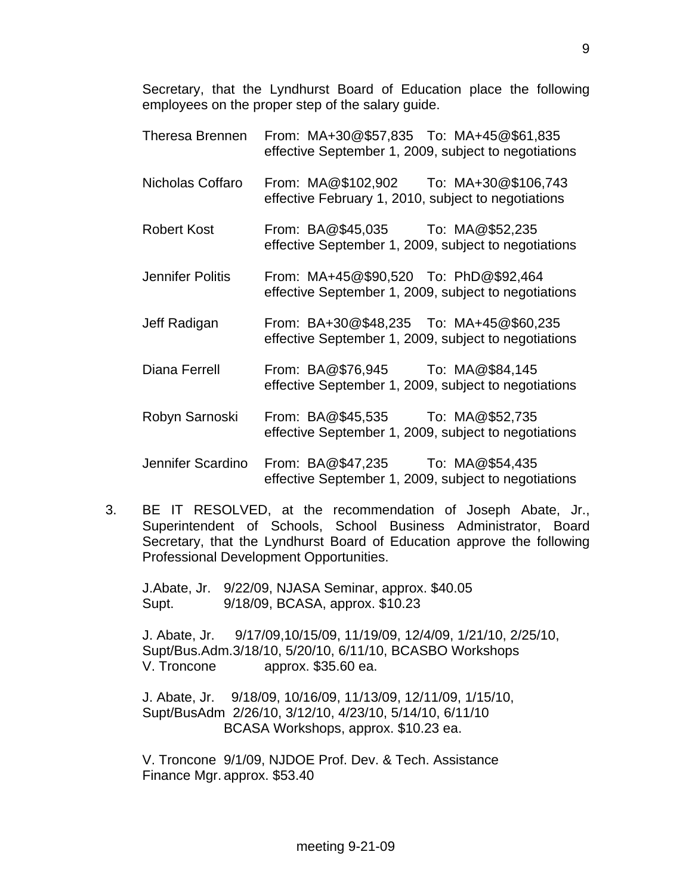Secretary, that the Lyndhurst Board of Education place the following employees on the proper step of the salary guide.

| | |
|---|---|
| Theresa Brennen | From: MA+30@$57,835 To: MA+45@$61,835 effective September 1, 2009, subject to negotiations |
| Nicholas Coffaro | From: MA@$102,902 To: MA+30@$106,743 effective February 1, 2010, subject to negotiations |
| Robert Kost | From: BA@$45,035 To: MA@$52,235 effective September 1, 2009, subject to negotiations |
| Jennifer Politis | From: MA+45@$90,520 To: PhD@$92,464 effective September 1, 2009, subject to negotiations |
| Jeff Radigan | From: BA+30@$48,235 To: MA+45@$60,235 effective September 1, 2009, subject to negotiations |
| Diana Ferrell | From: BA@$76,945 To: MA@$84,145 effective September 1, 2009, subject to negotiations |
| Robyn Sarnoski | From: BA@$45,535 To: MA@$52,735 effective September 1, 2009, subject to negotiations |
| Jennifer Scardino | From: BA@$47,235 To: MA@$54,435 effective September 1, 2009, subject to negotiations |

3. BE IT RESOLVED, at the recommendation of Joseph Abate, Jr., Superintendent of Schools, School Business Administrator, Board Secretary, that the Lyndhurst Board of Education approve the following Professional Development Opportunities.

   J.Abate, Jr. 9/22/09, NJASA Seminar, approx. $40.05
   Supt. 9/18/09, BCASA, approx. $10.23

   J. Abate, Jr. 9/17/09,10/15/09, 11/19/09, 12/4/09, 1/21/10, 2/25/10,
   Supt/Bus.Adm.3/18/10, 5/20/10, 6/11/10, BCASBO Workshops
   V. Troncone approx. $35.60 ea.

   J. Abate, Jr. 9/18/09, 10/16/09, 11/13/09, 12/11/09, 1/15/10,
   Supt/BusAdm 2/26/10, 3/12/10, 4/23/10, 5/14/10, 6/11/10
   BCASA Workshops, approx. $10.23 ea.

   V. Troncone 9/1/09, NJDOE Prof. Dev. & Tech. Assistance
   Finance Mgr. approx. $53.40

meeting 9-21-09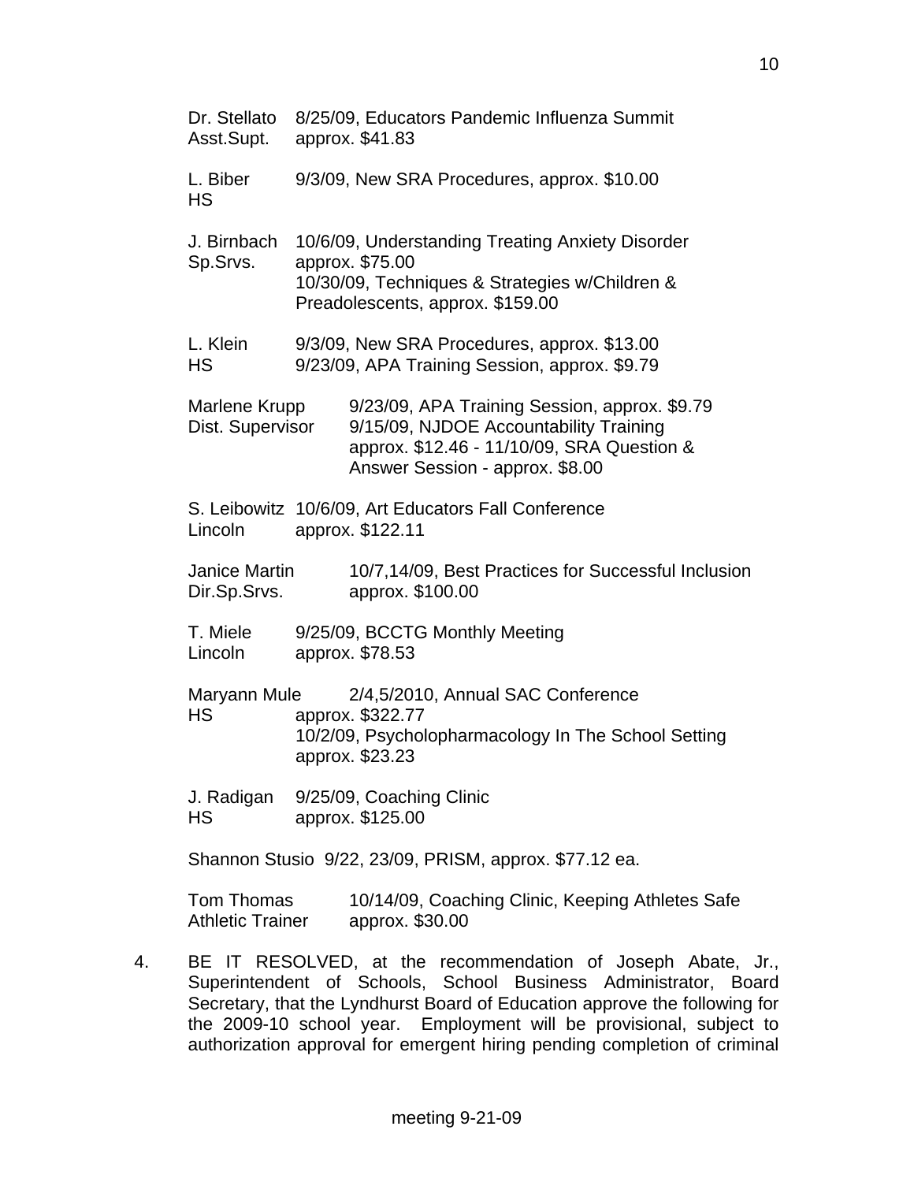Dr. Stellato Asst.Supt. 8/25/09, Educators Pandemic Influenza Summit approx. $41.83

L. Biber HS 9/3/09, New SRA Procedures, approx. $10.00

J. Birnbach Sp.Srvs. 10/6/09, Understanding Treating Anxiety Disorder approx. $75.00
10/30/09, Techniques & Strategies w/Children & Preadolescents, approx. $159.00

L. Klein HS 9/3/09, New SRA Procedures, approx. $13.00
9/23/09, APA Training Session, approx. $9.79

Marlene Krupp Dist. Supervisor 9/23/09, APA Training Session, approx. $9.79
9/15/09, NJDOE Accountability Training approx. $12.46 - 11/10/09, SRA Question & Answer Session - approx. $8.00

S. Leibowitz Lincoln 10/6/09, Art Educators Fall Conference approx. $122.11

Janice Martin Dir.Sp.Srvs. 10/7,14/09, Best Practices for Successful Inclusion approx. $100.00

T. Miele Lincoln 9/25/09, BCCTG Monthly Meeting approx. $78.53

Maryann Mule HS 2/4,5/2010, Annual SAC Conference approx. $322.77
10/2/09, Psycholopharmacology In The School Setting approx. $23.23

J. Radigan HS 9/25/09, Coaching Clinic approx. $125.00

Shannon Stusio 9/22, 23/09, PRISM, approx. $77.12 ea.

Tom Thomas Athletic Trainer 10/14/09, Coaching Clinic, Keeping Athletes Safe approx. $30.00

4. BE IT RESOLVED, at the recommendation of Joseph Abate, Jr., Superintendent of Schools, School Business Administrator, Board Secretary, that the Lyndhurst Board of Education approve the following for the 2009-10 school year. Employment will be provisional, subject to authorization approval for emergent hiring pending completion of criminal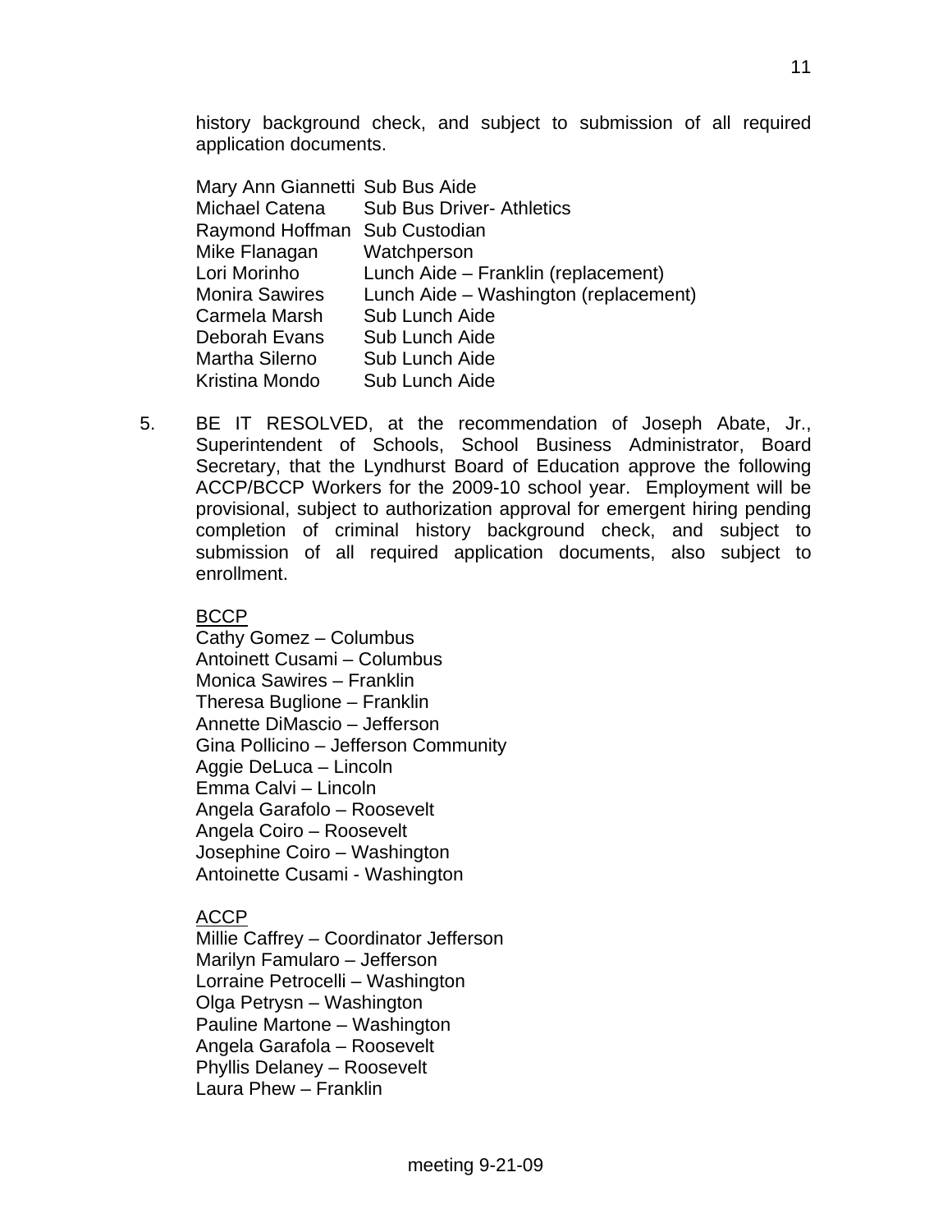history background check, and subject to submission of all required application documents.

| | |
|---|---|
| Mary Ann Giannetti | Sub Bus Aide |
| Michael Catena | Sub Bus Driver- Athletics |
| Raymond Hoffman | Sub Custodian |
| Mike Flanagan | Watchperson |
| Lori Morinho | Lunch Aide – Franklin (replacement) |
| Monira Sawires | Lunch Aide – Washington (replacement) |
| Carmela Marsh | Sub Lunch Aide |
| Deborah Evans | Sub Lunch Aide |
| Martha Silerno | Sub Lunch Aide |
| Kristina Mondo | Sub Lunch Aide |

5. BE IT RESOLVED, at the recommendation of Joseph Abate, Jr., Superintendent of Schools, School Business Administrator, Board Secretary, that the Lyndhurst Board of Education approve the following ACCP/BCCP Workers for the 2009-10 school year. Employment will be provisional, subject to authorization approval for emergent hiring pending completion of criminal history background check, and subject to submission of all required application documents, also subject to enrollment.

<u>BCCP</u>
Cathy Gomez – Columbus
Antoinett Cusami – Columbus
Monica Sawires – Franklin
Theresa Buglione – Franklin
Annette DiMascio – Jefferson
Gina Pollicino – Jefferson Community
Aggie DeLuca – Lincoln
Emma Calvi – Lincoln
Angela Garafolo – Roosevelt
Angela Coiro – Roosevelt
Josephine Coiro – Washington
Antoinette Cusami - Washington

<u>ACCP</u>
Millie Caffrey – Coordinator Jefferson
Marilyn Famularo – Jefferson
Lorraine Petrocelli – Washington
Olga Petrysn – Washington
Pauline Martone – Washington
Angela Garafola – Roosevelt
Phyllis Delaney – Roosevelt
Laura Phew – Franklin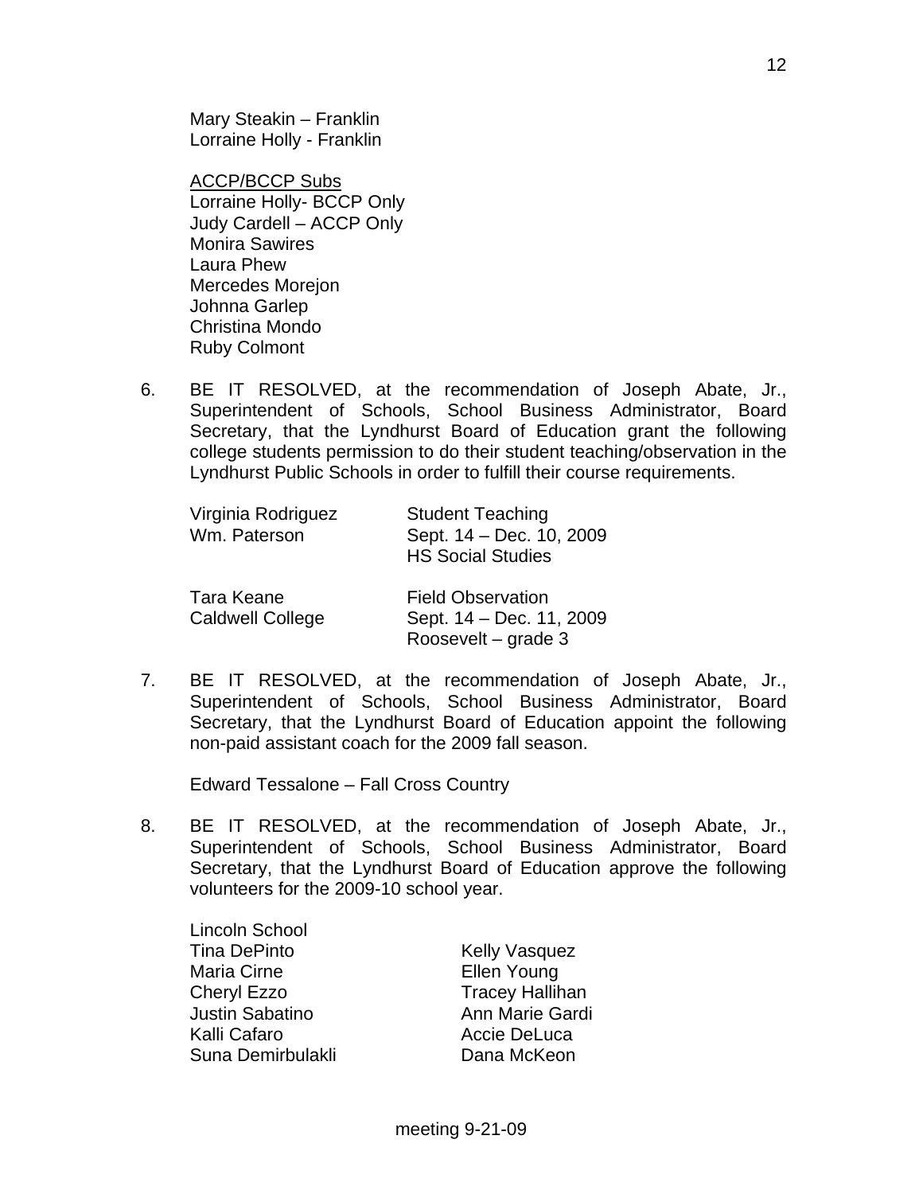Mary Steakin – Franklin
Lorraine Holly - Franklin

<u>ACCP/BCCP Subs</u>
Lorraine Holly- BCCP Only
Judy Cardell – ACCP Only
Monira Sawires
Laura Phew
Mercedes Morejon
Johnna Garlep
Christina Mondo
Ruby Colmont

6. BE IT RESOLVED, at the recommendation of Joseph Abate, Jr., Superintendent of Schools, School Business Administrator, Board Secretary, that the Lyndhurst Board of Education grant the following college students permission to do their student teaching/observation in the Lyndhurst Public Schools in order to fulfill their course requirements.

| | |
|---|---|
| Virginia Rodriguez<br>Wm. Paterson | Student Teaching<br>Sept. 14 – Dec. 10, 2009<br>HS Social Studies |
| Tara Keane<br>Caldwell College | Field Observation<br>Sept. 14 – Dec. 11, 2009<br>Roosevelt – grade 3 |

7. BE IT RESOLVED, at the recommendation of Joseph Abate, Jr., Superintendent of Schools, School Business Administrator, Board Secretary, that the Lyndhurst Board of Education appoint the following non-paid assistant coach for the 2009 fall season.

   Edward Tessalone – Fall Cross Country

8. BE IT RESOLVED, at the recommendation of Joseph Abate, Jr., Superintendent of Schools, School Business Administrator, Board Secretary, that the Lyndhurst Board of Education approve the following volunteers for the 2009-10 school year.

Lincoln School

| | |
|---|---|
| Tina DePinto | Kelly Vasquez |
| Maria Cirne | Ellen Young |
| Cheryl Ezzo | Tracey Hallihan |
| Justin Sabatino | Ann Marie Gardi |
| Kalli Cafaro | Accie DeLuca |
| Suna Demirbulakli | Dana McKeon |

meeting 9-21-09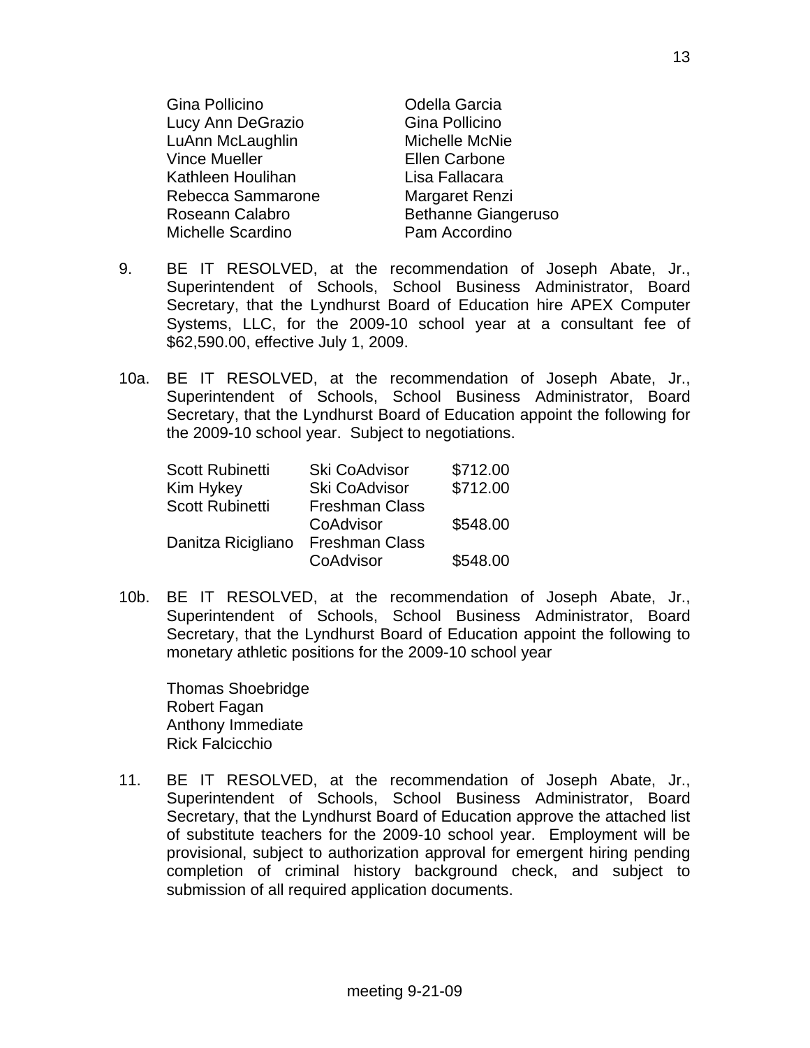| | |
|---|---|
| Gina Pollicino | Odella Garcia |
| Lucy Ann DeGrazio | Gina Pollicino |
| LuAnn McLaughlin | Michelle McNie |
| Vince Mueller | Ellen Carbone |
| Kathleen Houlihan | Lisa Fallacara |
| Rebecca Sammarone | Margaret Renzi |
| Roseann Calabro | Bethanne Giangeruso |
| Michelle Scardino | Pam Accordino |

9. BE IT RESOLVED, at the recommendation of Joseph Abate, Jr., Superintendent of Schools, School Business Administrator, Board Secretary, that the Lyndhurst Board of Education hire APEX Computer Systems, LLC, for the 2009-10 school year at a consultant fee of $62,590.00, effective July 1, 2009.

10a. BE IT RESOLVED, at the recommendation of Joseph Abate, Jr., Superintendent of Schools, School Business Administrator, Board Secretary, that the Lyndhurst Board of Education appoint the following for the 2009-10 school year. Subject to negotiations.

| | | |
|---|---|---|
| Scott Rubinetti | Ski CoAdvisor | $712.00 |
| Kim Hykey | Ski CoAdvisor | $712.00 |
| Scott Rubinetti | Freshman Class CoAdvisor | $548.00 |
| Danitza Ricigliano | Freshman Class CoAdvisor | $548.00 |

10b. BE IT RESOLVED, at the recommendation of Joseph Abate, Jr., Superintendent of Schools, School Business Administrator, Board Secretary, that the Lyndhurst Board of Education appoint the following to monetary athletic positions for the 2009-10 school year

Thomas Shoebridge
Robert Fagan
Anthony Immediate
Rick Falcicchio

11. BE IT RESOLVED, at the recommendation of Joseph Abate, Jr., Superintendent of Schools, School Business Administrator, Board Secretary, that the Lyndhurst Board of Education approve the attached list of substitute teachers for the 2009-10 school year. Employment will be provisional, subject to authorization approval for emergent hiring pending completion of criminal history background check, and subject to submission of all required application documents.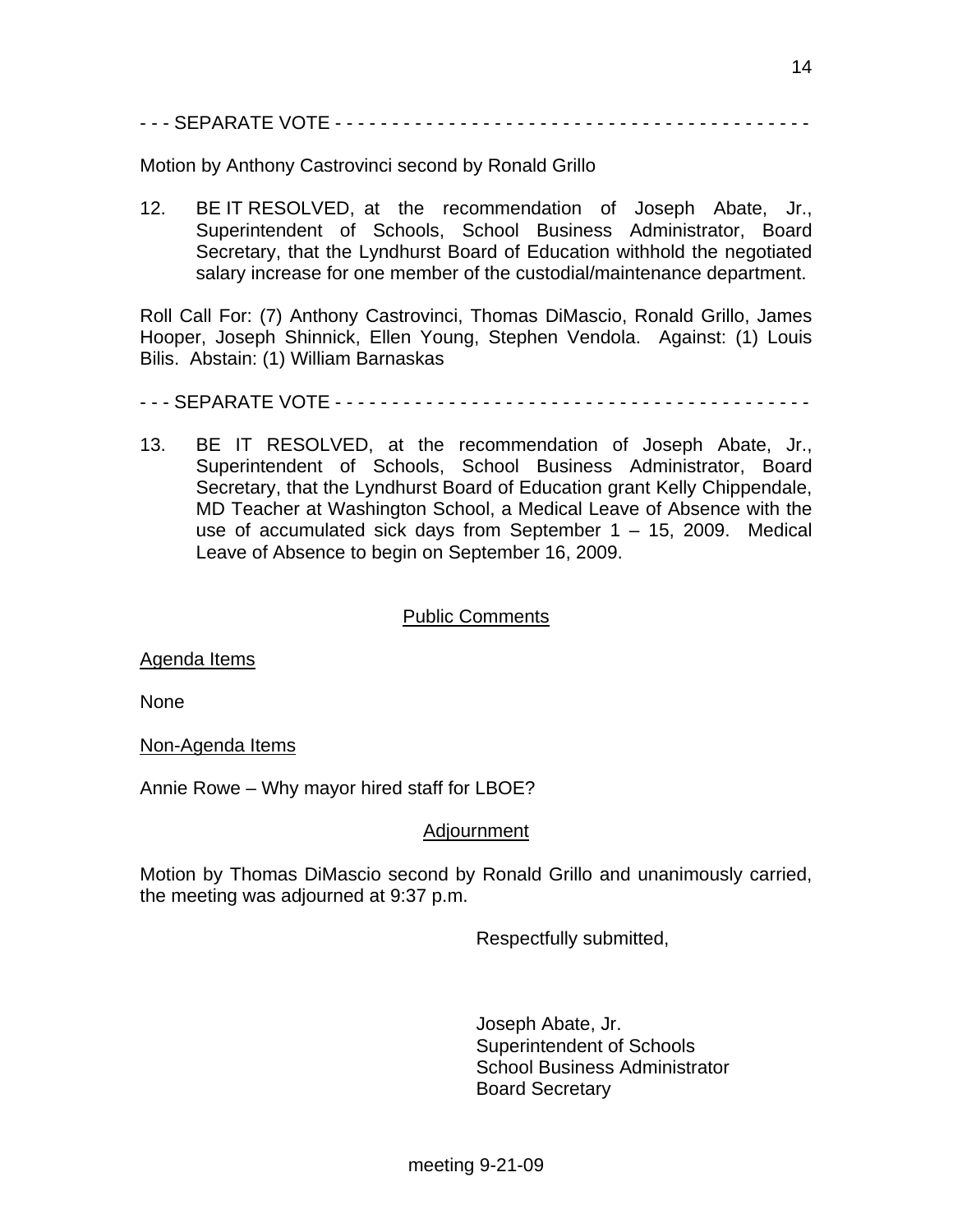- - - SEPARATE VOTE - - - - - - - - - - - - - - - - - - - - - - - - - - - - - - - - - - - - - - - - - -

Motion by Anthony Castrovinci second by Ronald Grillo

12. BE IT RESOLVED, at the recommendation of Joseph Abate, Jr., Superintendent of Schools, School Business Administrator, Board Secretary, that the Lyndhurst Board of Education withhold the negotiated salary increase for one member of the custodial/maintenance department.

Roll Call For: (7) Anthony Castrovinci, Thomas DiMascio, Ronald Grillo, James Hooper, Joseph Shinnick, Ellen Young, Stephen Vendola. Against: (1) Louis Bilis. Abstain: (1) William Barnaskas

- - - SEPARATE VOTE - - - - - - - - - - - - - - - - - - - - - - - - - - - - - - - - - - - - - - - - - -

13. BE IT RESOLVED, at the recommendation of Joseph Abate, Jr., Superintendent of Schools, School Business Administrator, Board Secretary, that the Lyndhurst Board of Education grant Kelly Chippendale, MD Teacher at Washington School, a Medical Leave of Absence with the use of accumulated sick days from September 1 – 15, 2009. Medical Leave of Absence to begin on September 16, 2009.

## Public Comments

Agenda Items

None

Non-Agenda Items

Annie Rowe – Why mayor hired staff for LBOE?

## Adjournment

Motion by Thomas DiMascio second by Ronald Grillo and unanimously carried, the meeting was adjourned at 9:37 p.m.

Respectfully submitted,

Joseph Abate, Jr.
Superintendent of Schools
School Business Administrator
Board Secretary

meeting 9-21-09